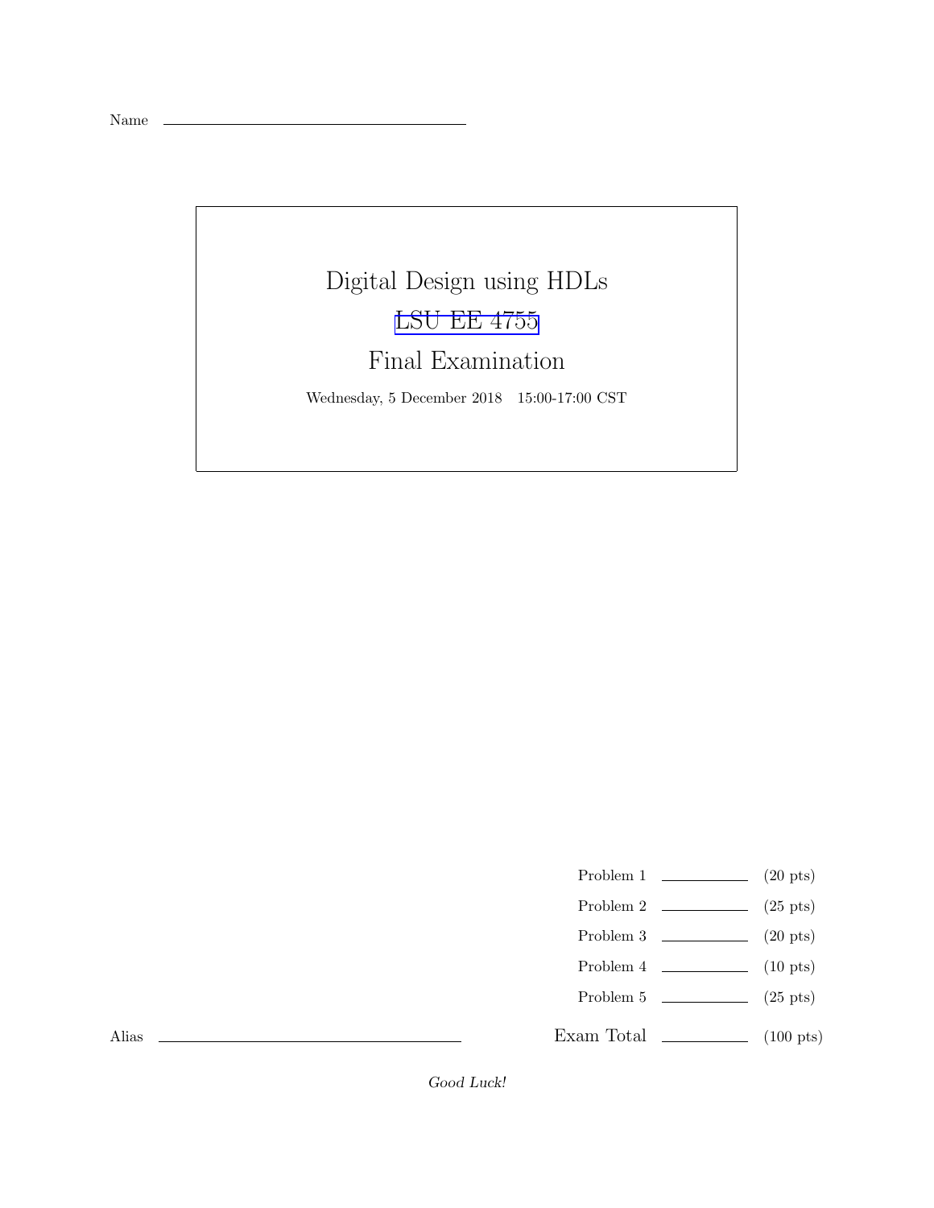Name \_\_\_\_\_\_\_\_\_\_\_\_\_\_\_\_\_\_\_\_\_\_\_\_\_\_\_\_\_\_\_\_

# Digital Design using HDLs

## LSU EE 4755

## Final Examination

Wednesday, 5 December 2018 15:00-17:00 CST

| | | |
|---|---|---|
| Problem 1 | \_\_\_\_\_\_\_\_ | (20 pts) |
| Problem 2 | \_\_\_\_\_\_\_\_ | (25 pts) |
| Problem 3 | \_\_\_\_\_\_\_\_ | (20 pts) |
| Problem 4 | \_\_\_\_\_\_\_\_ | (10 pts) |
| Problem 5 | \_\_\_\_\_\_\_\_ | (25 pts) |
| Exam Total | \_\_\_\_\_\_\_\_ | (100 pts) |

Alias \_\_\_\_\_\_\_\_\_\_\_\_\_\_\_\_\_\_\_\_\_\_\_\_\_\_\_\_\_\_\_\_

*Good Luck!*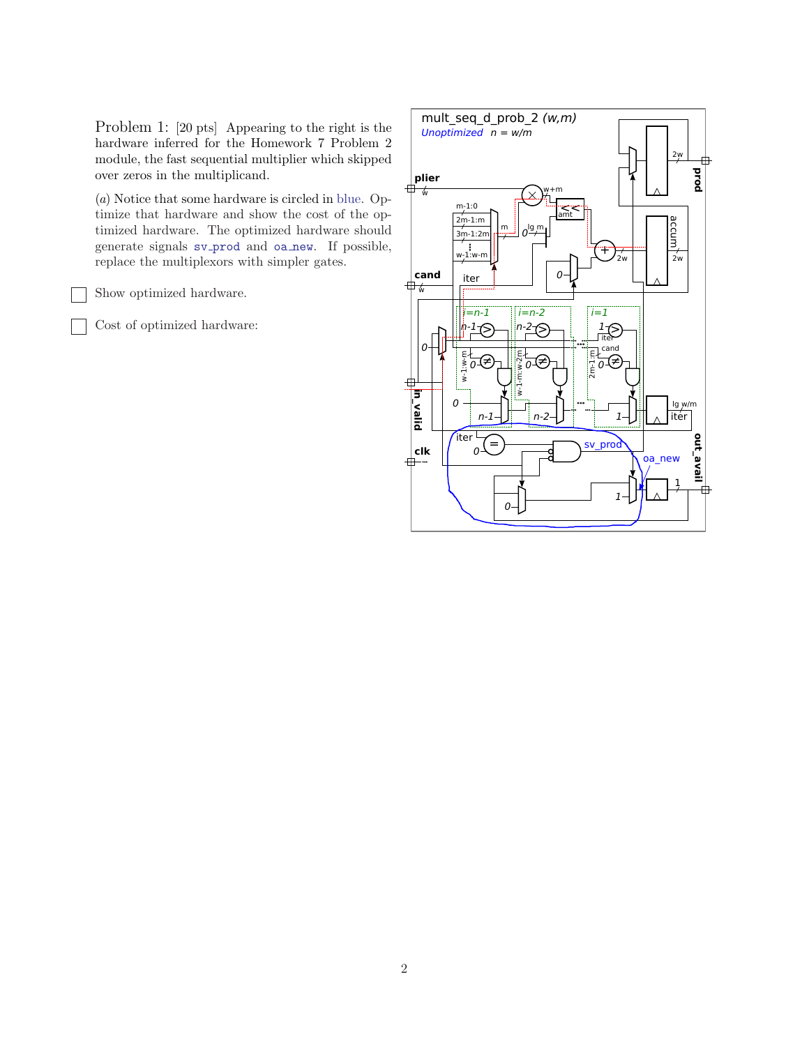**Problem 1:** [20 pts] Appearing to the right is the hardware inferred for the Homework 7 Problem 2 module, the fast sequential multiplier which skipped over zeros in the multiplicand.

(*a*) Notice that some hardware is circled in blue. Optimize that hardware and show the cost of the optimized hardware. The optimized hardware should generate signals `sv_prod` and `oa_new`. If possible, replace the multiplexors with simpler gates.

☐ Show optimized hardware.

☐ Cost of optimized hardware:

mult_seq_d_prob_2 *(w,m)*

*Unoptimized* $n = w/m$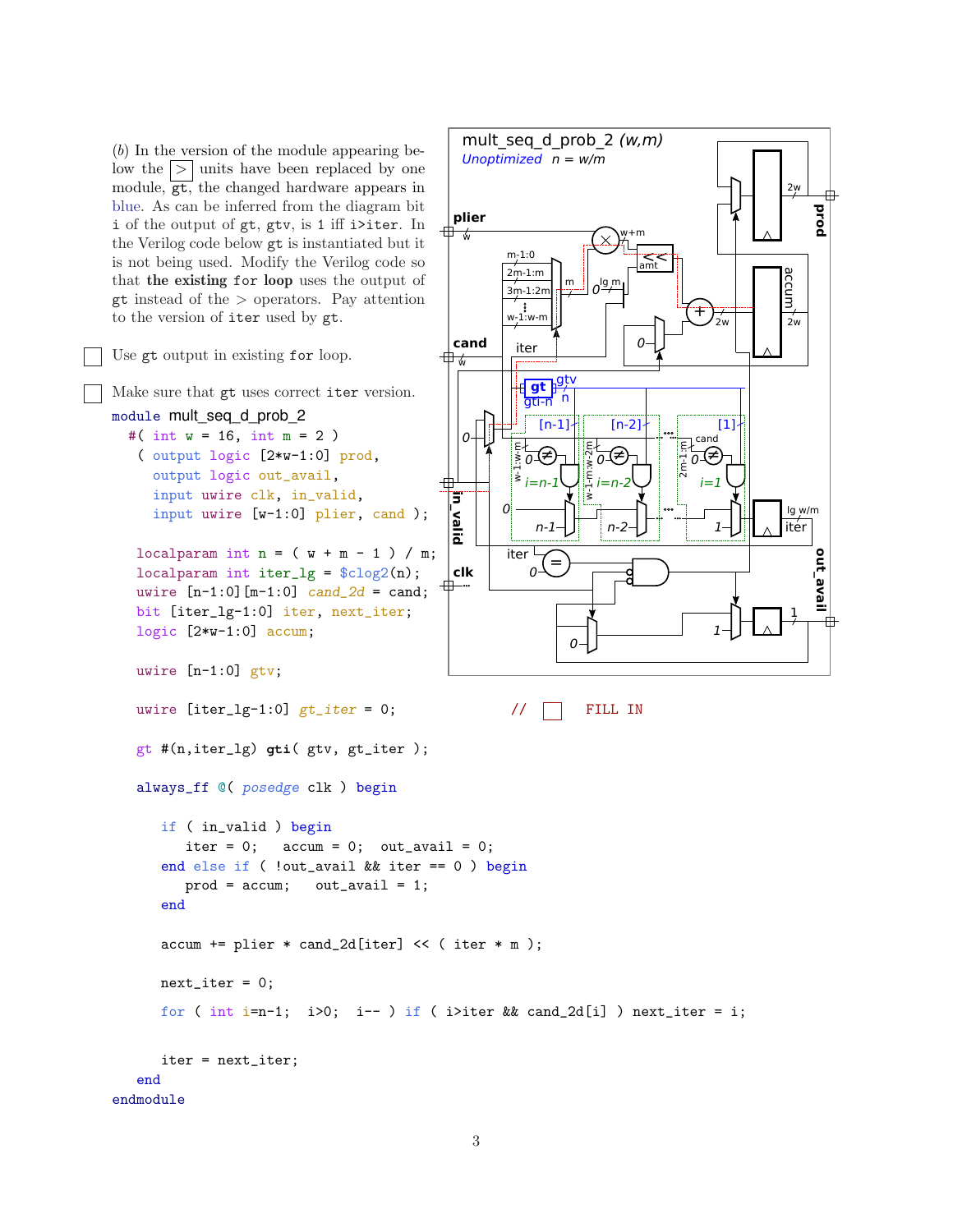(*b*) In the version of the module appearing below the [>] units have been replaced by one module, `gt`, the changed hardware appears in blue. As can be inferred from the diagram bit i of the output of `gt`, `gtv`, is 1 iff `i>iter`. In the Verilog code below `gt` is instantiated but it is not being used. Modify the Verilog code so that **the existing** `for` **loop** uses the output of `gt` instead of the > operators. Pay attention to the version of `iter` used by `gt`.

☐ Use `gt` output in existing `for` loop.

☐ Make sure that `gt` uses correct `iter` version.

```
module mult_seq_d_prob_2
  #( int w = 16, int m = 2 )
   ( output logic [2*w-1:0] prod,
     output logic out_avail,
     input uwire clk, in_valid,
     input uwire [w-1:0] plier, cand );

   localparam int n = ( w + m - 1 ) / m;
   localparam int iter_lg = $clog2(n);
   uwire [n-1:0][m-1:0] cand_2d = cand;
   bit [iter_lg-1:0] iter, next_iter;
   logic [2*w-1:0] accum;

   uwire [n-1:0] gtv;

   uwire [iter_lg-1:0] gt_iter = 0;            //  ☐  FILL IN

   gt #(n,iter_lg) gti( gtv, gt_iter );

   always_ff @( posedge clk ) begin

      if ( in_valid ) begin
         iter = 0;   accum = 0;  out_avail = 0;
      end else if ( !out_avail && iter == 0 ) begin
         prod = accum;   out_avail = 1;
      end

      accum += plier * cand_2d[iter] << ( iter * m );

      next_iter = 0;

      for ( int i=n-1;  i>0;  i-- ) if ( i>iter && cand_2d[i] ) next_iter = i;

      iter = next_iter;
   end
endmodule
```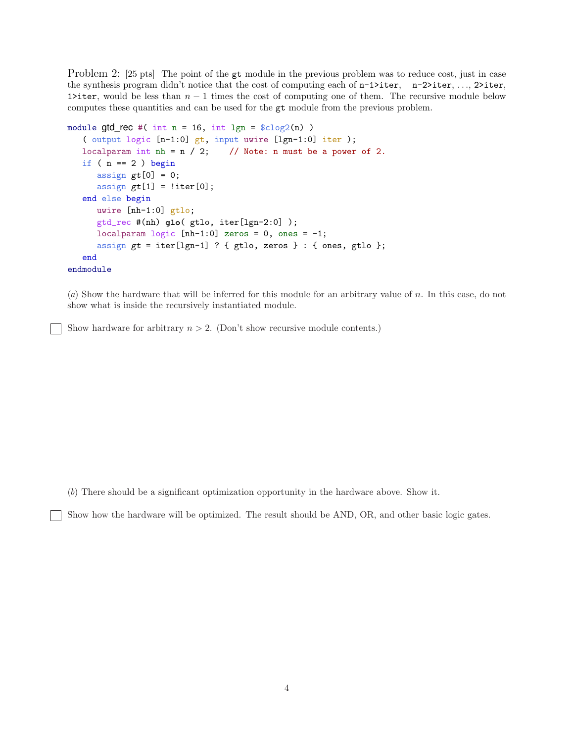Problem 2: [25 pts] The point of the `gt` module in the previous problem was to reduce cost, just in case the synthesis program didn't notice that the cost of computing each of `n-1>iter`, `n-2>iter`, ..., `2>iter`, `1>iter`, would be less than $n-1$ times the cost of computing one of them. The recursive module below computes these quantities and can be used for the `gt` module from the previous problem.

```
module gtd_rec #( int n = 16, int lgn = $clog2(n) )
   ( output logic [n-1:0] gt, input uwire [lgn-1:0] iter );
   localparam int nh = n / 2;    // Note: n must be a power of 2.
   if ( n == 2 ) begin
      assign gt[0] = 0;
      assign gt[1] = !iter[0];
   end else begin
      uwire [nh-1:0] gtlo;
      gtd_rec #(nh) glo( gtlo, iter[lgn-2:0] );
      localparam logic [nh-1:0] zeros = 0, ones = -1;
      assign gt = iter[lgn-1] ? { gtlo, zeros } : { ones, gtlo };
   end
endmodule
```

(*a*) Show the hardware that will be inferred for this module for an arbitrary value of $n$. In this case, do not show what is inside the recursively instantiated module.

☐ Show hardware for arbitrary $n > 2$. (Don't show recursive module contents.)

(*b*) There should be a significant optimization opportunity in the hardware above. Show it.

☐ Show how the hardware will be optimized. The result should be AND, OR, and other basic logic gates.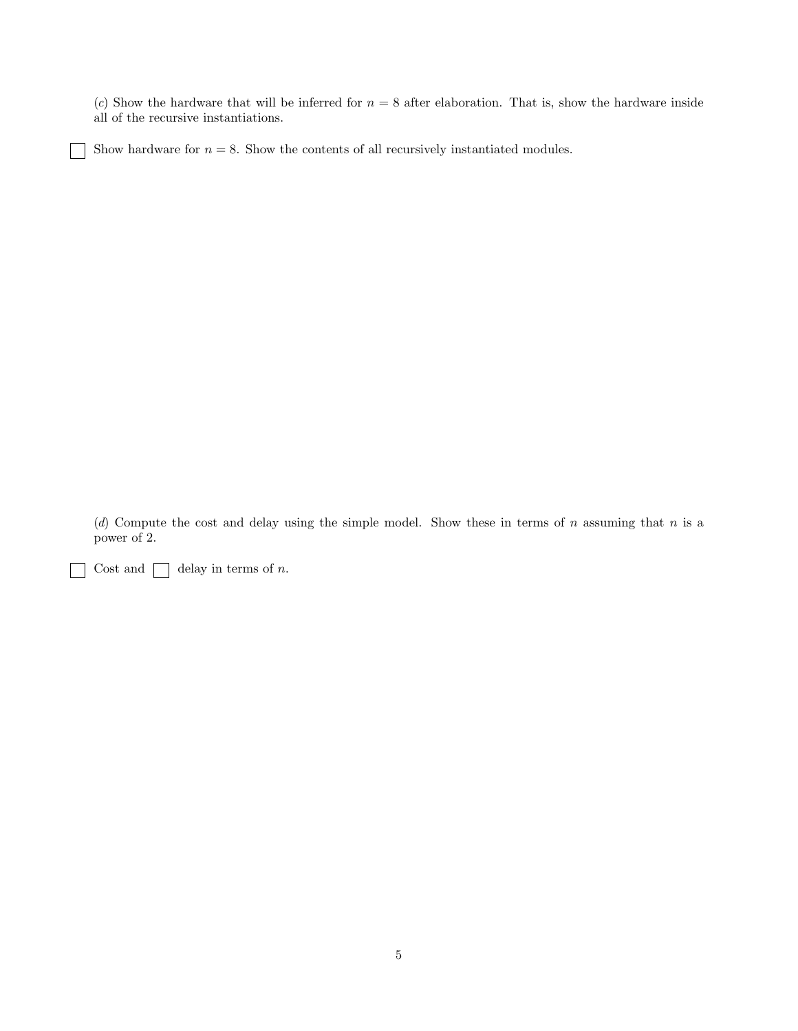(*c*) Show the hardware that will be inferred for $n = 8$ after elaboration. That is, show the hardware inside all of the recursive instantiations.

☐ Show hardware for $n = 8$. Show the contents of all recursively instantiated modules.

(*d*) Compute the cost and delay using the simple model. Show these in terms of $n$ assuming that $n$ is a power of 2.

☐ Cost and ☐ delay in terms of $n$.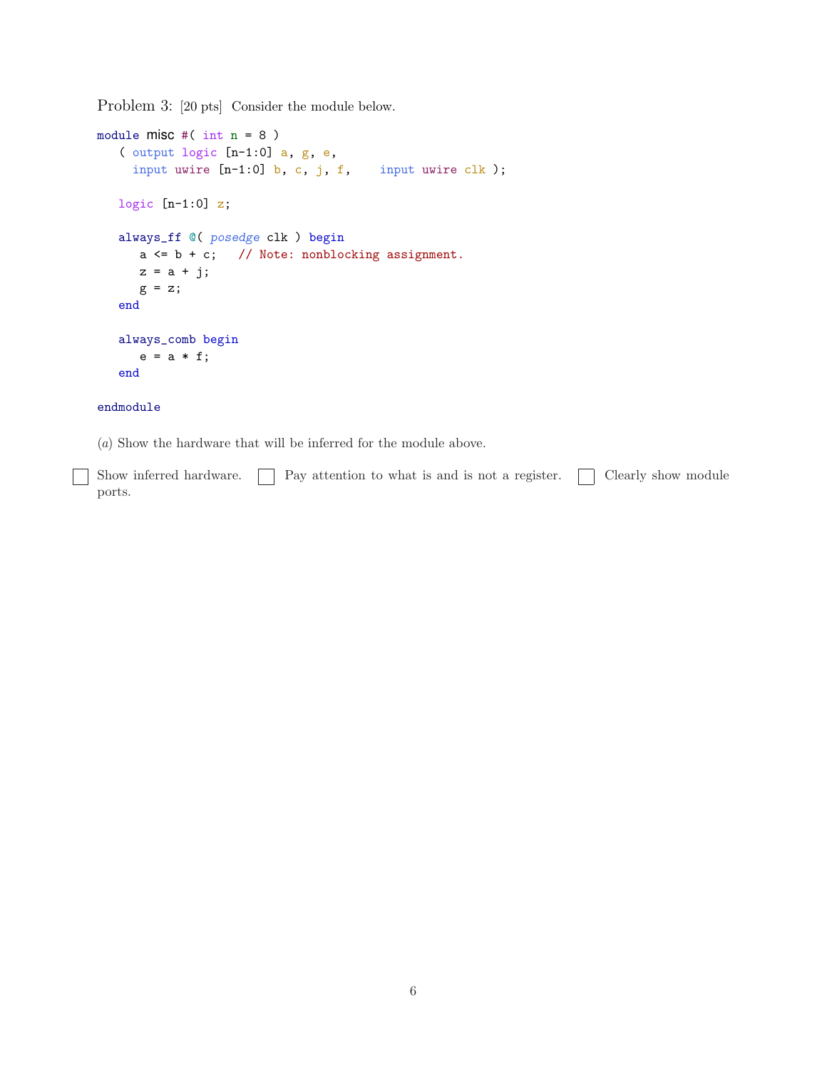Problem 3: [20 pts] Consider the module below.

```
module misc #( int n = 8 )
   ( output logic [n-1:0] a, g, e,
     input uwire [n-1:0] b, c, j, f,    input uwire clk );

   logic [n-1:0] z;

   always_ff @( posedge clk ) begin
      a <= b + c;   // Note: nonblocking assignment.
      z = a + j;
      g = z;
   end

   always_comb begin
      e = a * f;
   end

endmodule
```

(*a*) Show the hardware that will be inferred for the module above.

☐ Show inferred hardware. ☐ Pay attention to what is and is not a register. ☐ Clearly show module ports.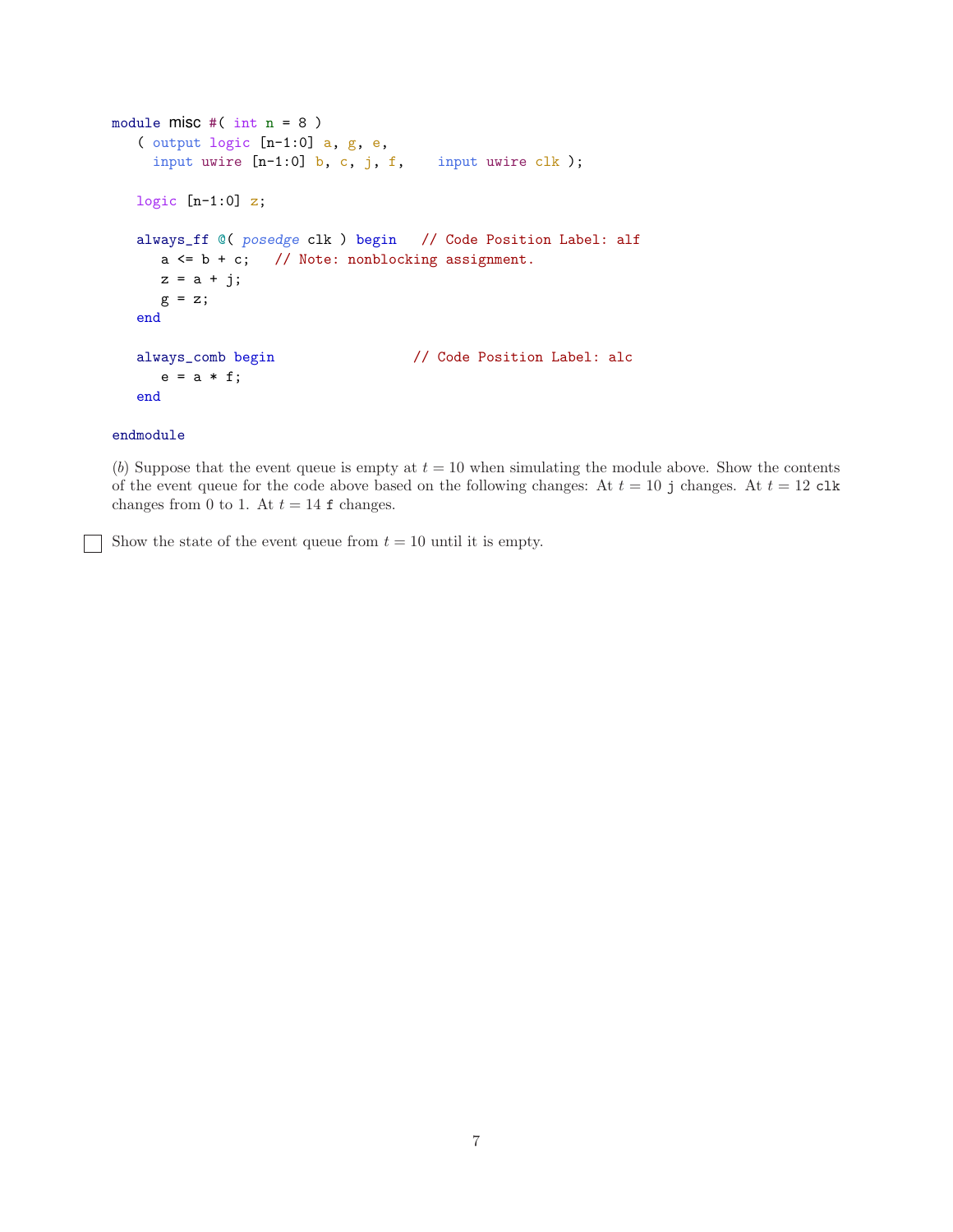```
module misc #( int n = 8 )
   ( output logic [n-1:0] a, g, e,
     input uwire [n-1:0] b, c, j, f,    input uwire clk );

   logic [n-1:0] z;

   always_ff @( posedge clk ) begin   // Code Position Label: alf
      a <= b + c;   // Note: nonblocking assignment.
      z = a + j;
      g = z;
   end

   always_comb begin                 // Code Position Label: alc
      e = a * f;
   end

endmodule
```

(*b*) Suppose that the event queue is empty at $t = 10$ when simulating the module above. Show the contents of the event queue for the code above based on the following changes: At $t = 10$ `j` changes. At $t = 12$ `clk` changes from 0 to 1. At $t = 14$ `f` changes.

☐ Show the state of the event queue from $t = 10$ until it is empty.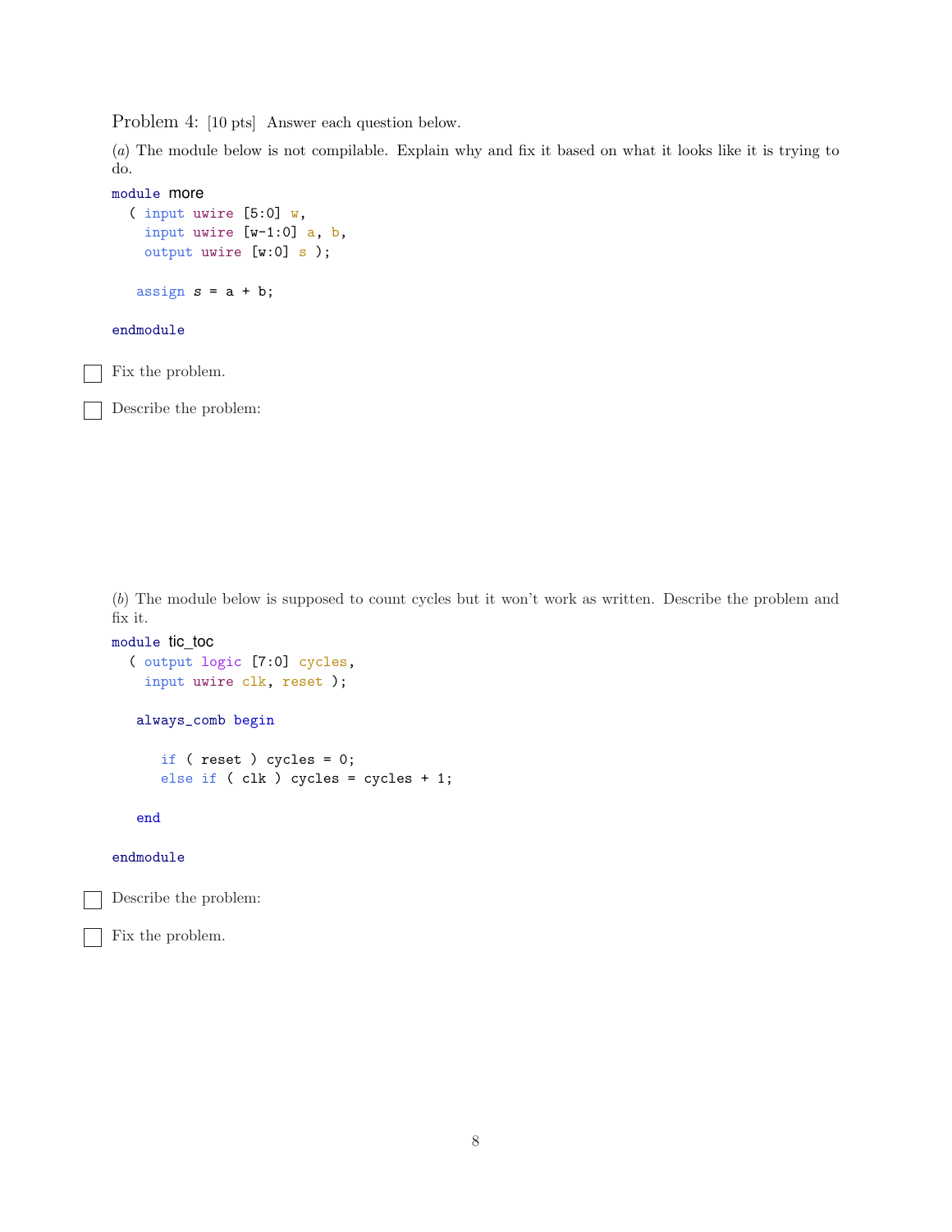Problem 4: [10 pts] Answer each question below.

(*a*) The module below is not compilable. Explain why and fix it based on what it looks like it is trying to do.

```
module more
  ( input uwire [5:0] w,
    input uwire [w-1:0] a, b,
    output uwire [w:0] s );

   assign s = a + b;

endmodule
```

☐ Fix the problem.

☐ Describe the problem:

(*b*) The module below is supposed to count cycles but it won't work as written. Describe the problem and fix it.

```
module tic_toc
  ( output logic [7:0] cycles,
    input uwire clk, reset );

   always_comb begin

      if ( reset ) cycles = 0;
      else if ( clk ) cycles = cycles + 1;

   end

endmodule
```

☐ Describe the problem:

☐ Fix the problem.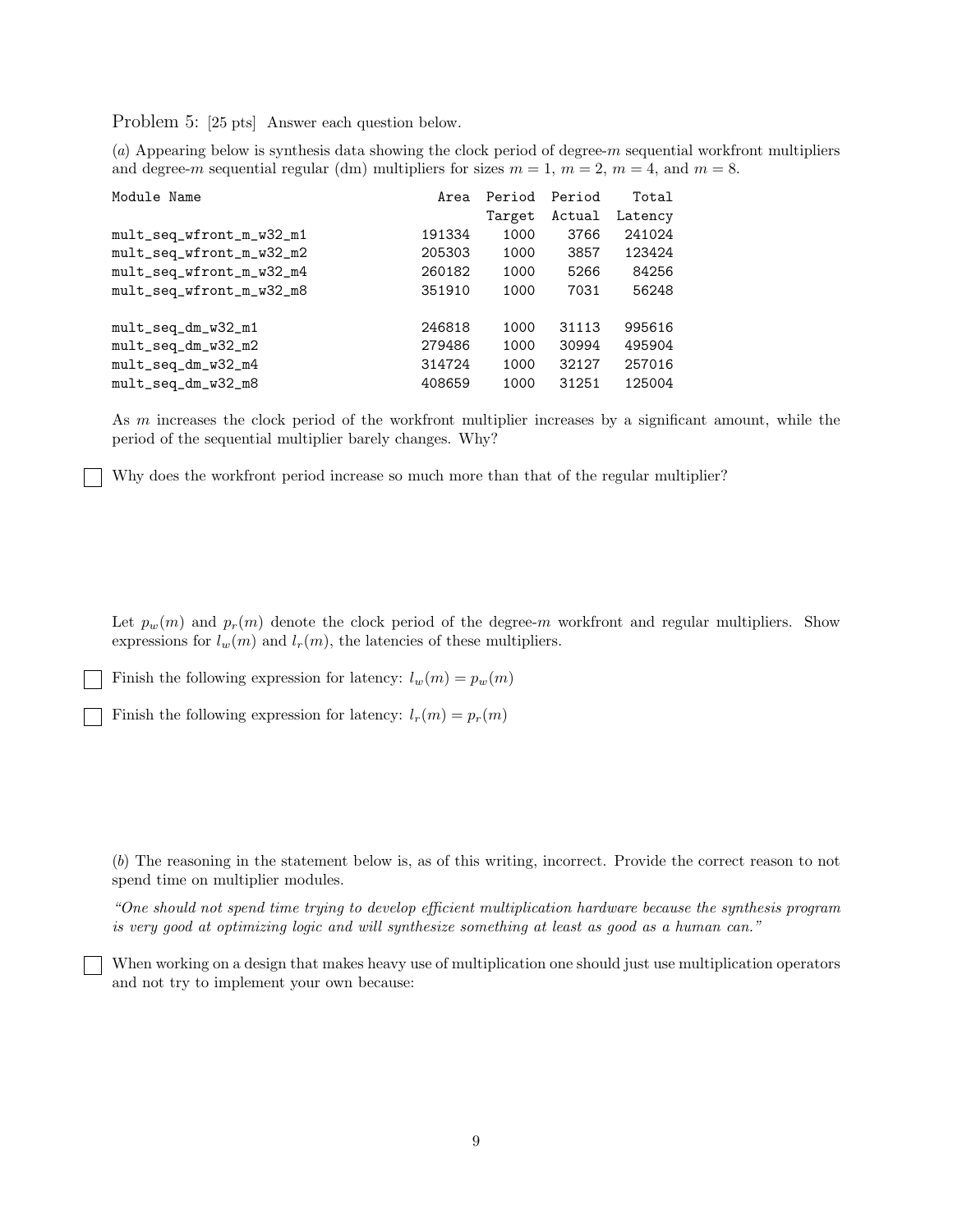Problem 5: [25 pts] Answer each question below.

(*a*) Appearing below is synthesis data showing the clock period of degree-$m$ sequential workfront multipliers and degree-$m$ sequential regular (dm) multipliers for sizes $m = 1$, $m = 2$, $m = 4$, and $m = 8$.

| Module Name | Area | Period Target | Period Actual | Total Latency |
|---|---|---|---|---|
| mult_seq_wfront_m_w32_m1 | 191334 | 1000 | 3766 | 241024 |
| mult_seq_wfront_m_w32_m2 | 205303 | 1000 | 3857 | 123424 |
| mult_seq_wfront_m_w32_m4 | 260182 | 1000 | 5266 | 84256 |
| mult_seq_wfront_m_w32_m8 | 351910 | 1000 | 7031 | 56248 |
| | | | | |
| mult_seq_dm_w32_m1 | 246818 | 1000 | 31113 | 995616 |
| mult_seq_dm_w32_m2 | 279486 | 1000 | 30994 | 495904 |
| mult_seq_dm_w32_m4 | 314724 | 1000 | 32127 | 257016 |
| mult_seq_dm_w32_m8 | 408659 | 1000 | 31251 | 125004 |

As $m$ increases the clock period of the workfront multiplier increases by a significant amount, while the period of the sequential multiplier barely changes. Why?

☐ Why does the workfront period increase so much more than that of the regular multiplier?

Let $p_w(m)$ and $p_r(m)$ denote the clock period of the degree-$m$ workfront and regular multipliers. Show expressions for $l_w(m)$ and $l_r(m)$, the latencies of these multipliers.

☐ Finish the following expression for latency: $l_w(m) = p_w(m)$

☐ Finish the following expression for latency: $l_r(m) = p_r(m)$

(*b*) The reasoning in the statement below is, as of this writing, incorrect. Provide the correct reason to not spend time on multiplier modules.

*"One should not spend time trying to develop efficient multiplication hardware because the synthesis program is very good at optimizing logic and will synthesize something at least as good as a human can."*

☐ When working on a design that makes heavy use of multiplication one should just use multiplication operators and not try to implement your own because: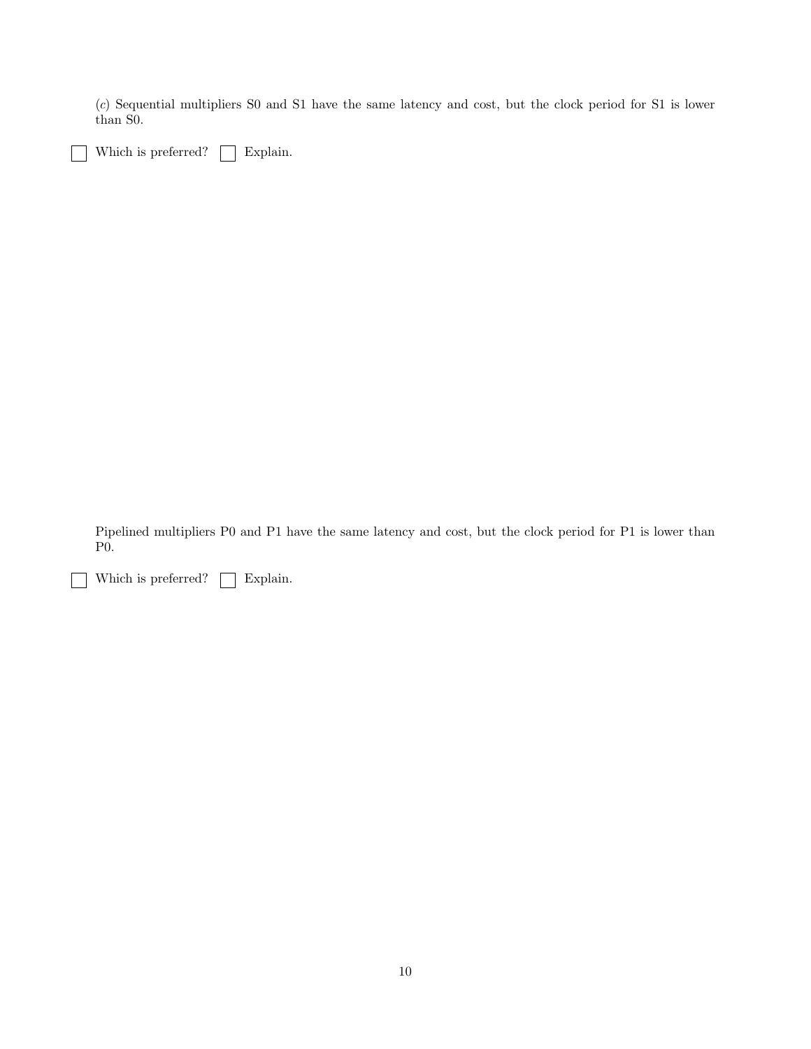(*c*) Sequential multipliers S0 and S1 have the same latency and cost, but the clock period for S1 is lower than S0.

☐ Which is preferred? ☐ Explain.

Pipelined multipliers P0 and P1 have the same latency and cost, but the clock period for P1 is lower than P0.

☐ Which is preferred? ☐ Explain.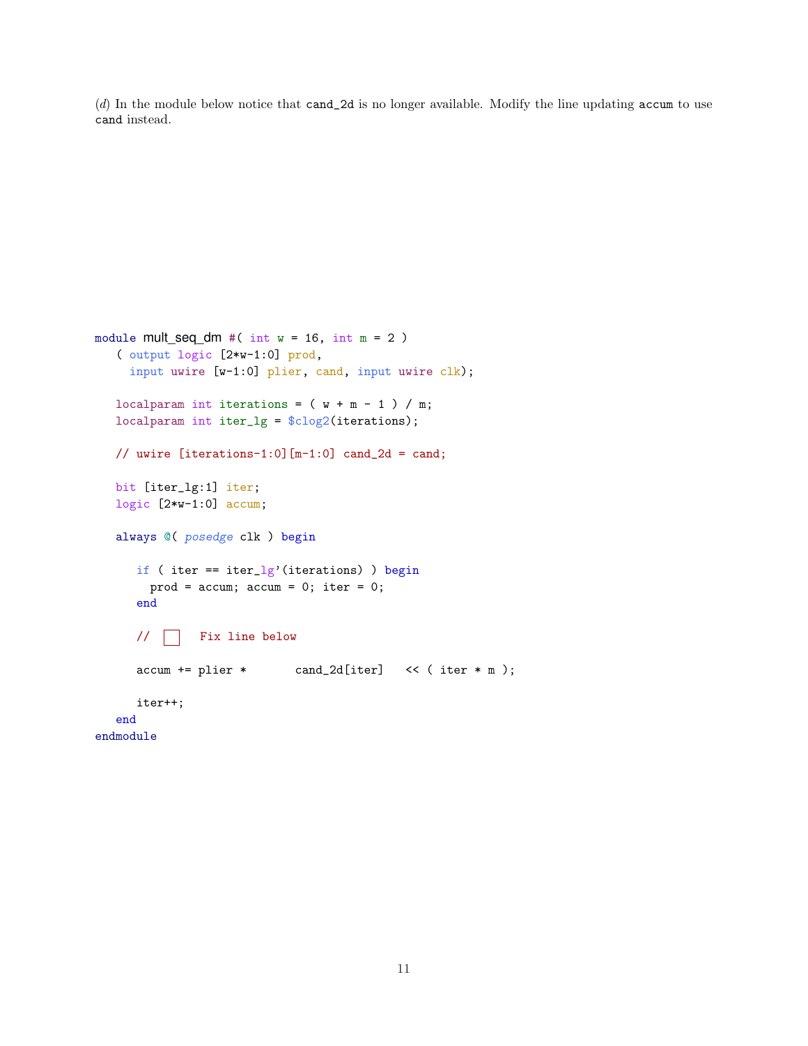(*d*) In the module below notice that `cand_2d` is no longer available. Modify the line updating `accum` to use `cand` instead.

```
module mult_seq_dm #( int w = 16, int m = 2 )
   ( output logic [2*w-1:0] prod,
     input uwire [w-1:0] plier, cand, input uwire clk);

   localparam int iterations = ( w + m - 1 ) / m;
   localparam int iter_lg = $clog2(iterations);

   // uwire [iterations-1:0][m-1:0] cand_2d = cand;

   bit [iter_lg:1] iter;
   logic [2*w-1:0] accum;

   always @( posedge clk ) begin

      if ( iter == iter_lg'(iterations) ) begin
        prod = accum; accum = 0; iter = 0;
      end

      // [ ]  Fix line below

      accum += plier *       cand_2d[iter]   << ( iter * m );

      iter++;
   end
endmodule
```